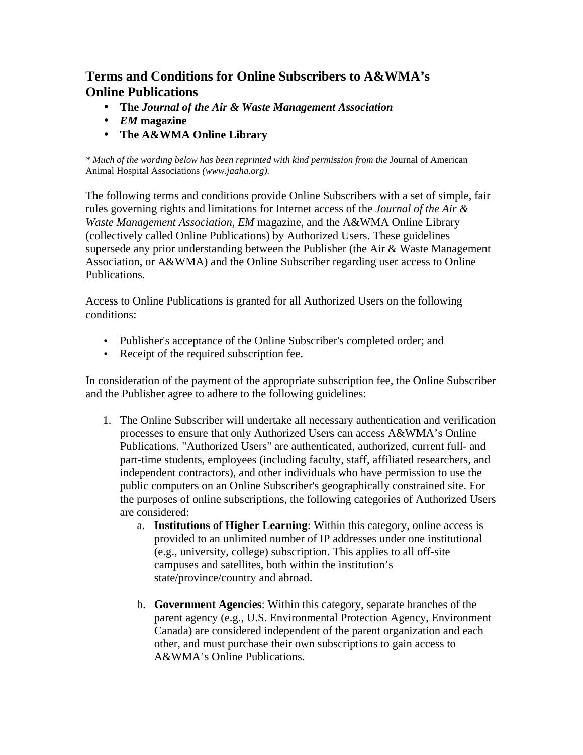# Terms and Conditions for Online Subscribers to A&WMA's Online Publications

- **The *Journal of the Air & Waste Management Association***
- ***EM* magazine**
- **The A&WMA Online Library**

*\* Much of the wording below has been reprinted with kind permission from the* Journal of American Animal Hospital Associations *(www.jaaha.org).*

The following terms and conditions provide Online Subscribers with a set of simple, fair rules governing rights and limitations for Internet access of the *Journal of the Air & Waste Management Association, EM* magazine, and the A&WMA Online Library (collectively called Online Publications) by Authorized Users. These guidelines supersede any prior understanding between the Publisher (the Air & Waste Management Association, or A&WMA) and the Online Subscriber regarding user access to Online Publications.

Access to Online Publications is granted for all Authorized Users on the following conditions:

- Publisher's acceptance of the Online Subscriber's completed order; and
- Receipt of the required subscription fee.

In consideration of the payment of the appropriate subscription fee, the Online Subscriber and the Publisher agree to adhere to the following guidelines:

1. The Online Subscriber will undertake all necessary authentication and verification processes to ensure that only Authorized Users can access A&WMA's Online Publications. "Authorized Users" are authenticated, authorized, current full- and part-time students, employees (including faculty, staff, affiliated researchers, and independent contractors), and other individuals who have permission to use the public computers on an Online Subscriber's geographically constrained site. For the purposes of online subscriptions, the following categories of Authorized Users are considered:
   a. **Institutions of Higher Learning**: Within this category, online access is provided to an unlimited number of IP addresses under one institutional (e.g., university, college) subscription. This applies to all off-site campuses and satellites, both within the institution's state/province/country and abroad.

   b. **Government Agencies**: Within this category, separate branches of the parent agency (e.g., U.S. Environmental Protection Agency, Environment Canada) are considered independent of the parent organization and each other, and must purchase their own subscriptions to gain access to A&WMA's Online Publications.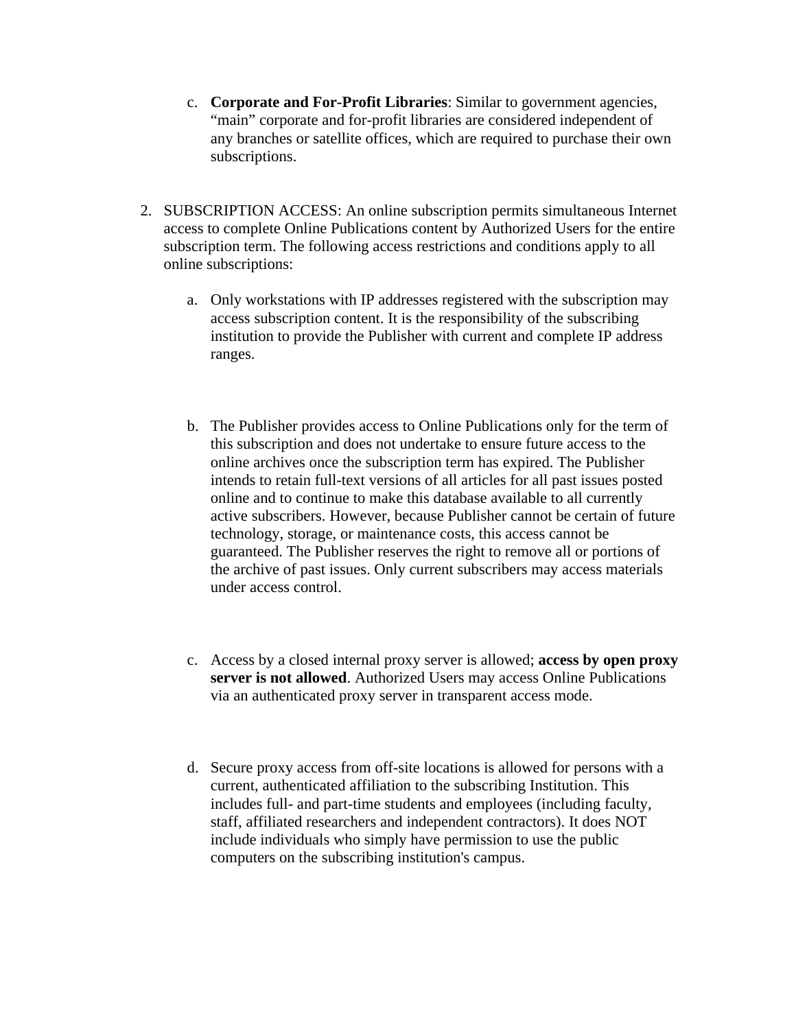c. **Corporate and For-Profit Libraries**: Similar to government agencies, “main” corporate and for-profit libraries are considered independent of any branches or satellite offices, which are required to purchase their own subscriptions.

2. SUBSCRIPTION ACCESS: An online subscription permits simultaneous Internet access to complete Online Publications content by Authorized Users for the entire subscription term. The following access restrictions and conditions apply to all online subscriptions:

   a. Only workstations with IP addresses registered with the subscription may access subscription content. It is the responsibility of the subscribing institution to provide the Publisher with current and complete IP address ranges.

   b. The Publisher provides access to Online Publications only for the term of this subscription and does not undertake to ensure future access to the online archives once the subscription term has expired. The Publisher intends to retain full-text versions of all articles for all past issues posted online and to continue to make this database available to all currently active subscribers. However, because Publisher cannot be certain of future technology, storage, or maintenance costs, this access cannot be guaranteed. The Publisher reserves the right to remove all or portions of the archive of past issues. Only current subscribers may access materials under access control.

   c. Access by a closed internal proxy server is allowed; **access by open proxy server is not allowed**. Authorized Users may access Online Publications via an authenticated proxy server in transparent access mode.

   d. Secure proxy access from off-site locations is allowed for persons with a current, authenticated affiliation to the subscribing Institution. This includes full- and part-time students and employees (including faculty, staff, affiliated researchers and independent contractors). It does NOT include individuals who simply have permission to use the public computers on the subscribing institution's campus.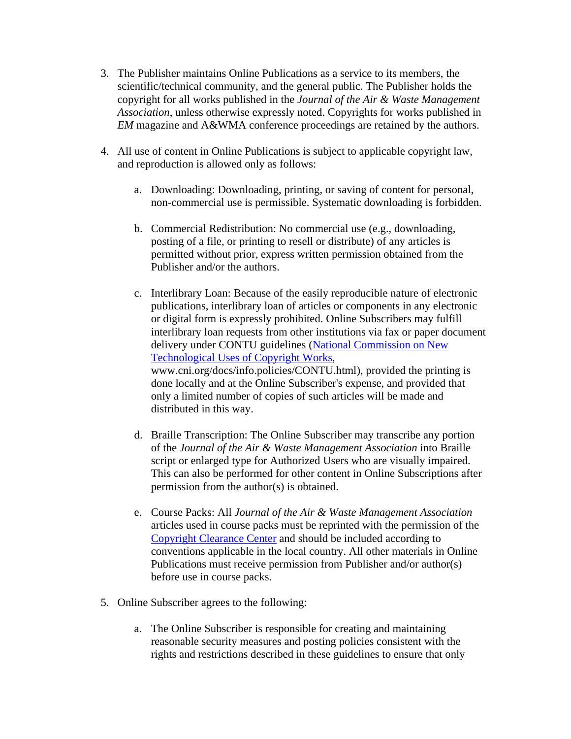3. The Publisher maintains Online Publications as a service to its members, the scientific/technical community, and the general public. The Publisher holds the copyright for all works published in the *Journal of the Air & Waste Management Association*, unless otherwise expressly noted. Copyrights for works published in *EM* magazine and A&WMA conference proceedings are retained by the authors.

4. All use of content in Online Publications is subject to applicable copyright law, and reproduction is allowed only as follows:

    a. Downloading: Downloading, printing, or saving of content for personal, non-commercial use is permissible. Systematic downloading is forbidden.

    b. Commercial Redistribution: No commercial use (e.g., downloading, posting of a file, or printing to resell or distribute) of any articles is permitted without prior, express written permission obtained from the Publisher and/or the authors.

    c. Interlibrary Loan: Because of the easily reproducible nature of electronic publications, interlibrary loan of articles or components in any electronic or digital form is expressly prohibited. Online Subscribers may fulfill interlibrary loan requests from other institutions via fax or paper document delivery under CONTU guidelines (National Commission on New Technological Uses of Copyright Works, www.cni.org/docs/info.policies/CONTU.html), provided the printing is done locally and at the Online Subscriber's expense, and provided that only a limited number of copies of such articles will be made and distributed in this way.

    d. Braille Transcription: The Online Subscriber may transcribe any portion of the *Journal of the Air & Waste Management Association* into Braille script or enlarged type for Authorized Users who are visually impaired. This can also be performed for other content in Online Subscriptions after permission from the author(s) is obtained.

    e. Course Packs: All *Journal of the Air & Waste Management Association* articles used in course packs must be reprinted with the permission of the Copyright Clearance Center and should be included according to conventions applicable in the local country. All other materials in Online Publications must receive permission from Publisher and/or author(s) before use in course packs.

5. Online Subscriber agrees to the following:

    a. The Online Subscriber is responsible for creating and maintaining reasonable security measures and posting policies consistent with the rights and restrictions described in these guidelines to ensure that only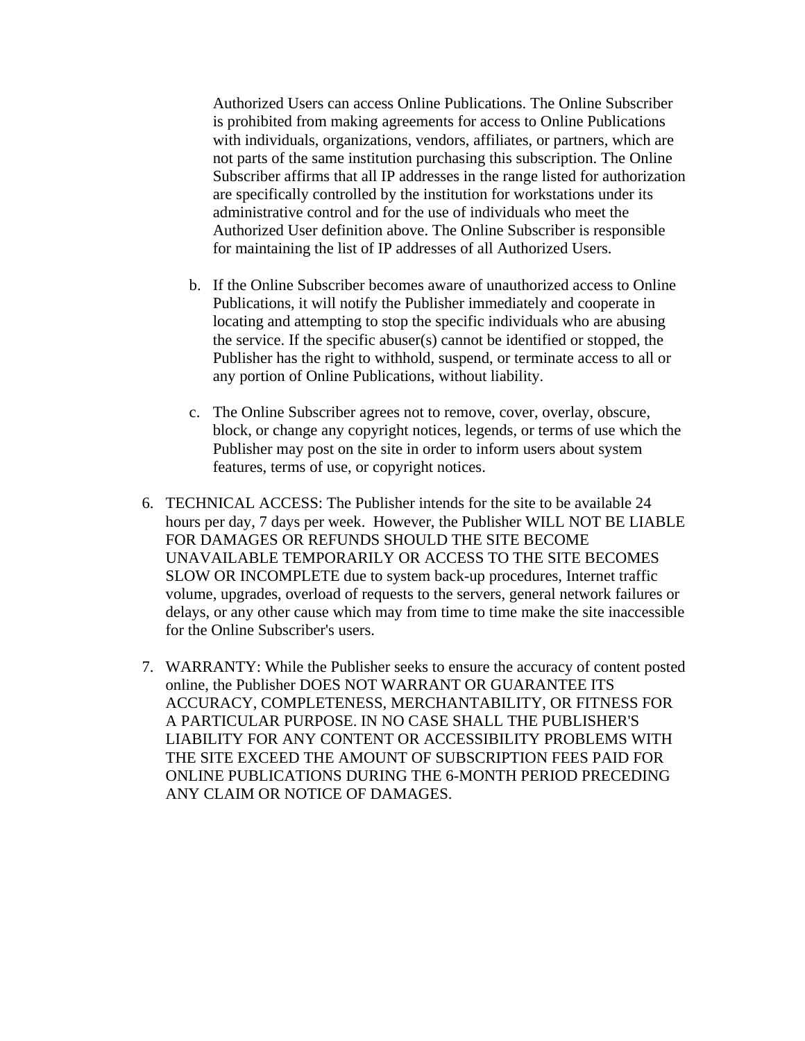Authorized Users can access Online Publications. The Online Subscriber is prohibited from making agreements for access to Online Publications with individuals, organizations, vendors, affiliates, or partners, which are not parts of the same institution purchasing this subscription. The Online Subscriber affirms that all IP addresses in the range listed for authorization are specifically controlled by the institution for workstations under its administrative control and for the use of individuals who meet the Authorized User definition above. The Online Subscriber is responsible for maintaining the list of IP addresses of all Authorized Users.

b. If the Online Subscriber becomes aware of unauthorized access to Online Publications, it will notify the Publisher immediately and cooperate in locating and attempting to stop the specific individuals who are abusing the service. If the specific abuser(s) cannot be identified or stopped, the Publisher has the right to withhold, suspend, or terminate access to all or any portion of Online Publications, without liability.

c. The Online Subscriber agrees not to remove, cover, overlay, obscure, block, or change any copyright notices, legends, or terms of use which the Publisher may post on the site in order to inform users about system features, terms of use, or copyright notices.

6. TECHNICAL ACCESS: The Publisher intends for the site to be available 24 hours per day, 7 days per week. However, the Publisher WILL NOT BE LIABLE FOR DAMAGES OR REFUNDS SHOULD THE SITE BECOME UNAVAILABLE TEMPORARILY OR ACCESS TO THE SITE BECOMES SLOW OR INCOMPLETE due to system back-up procedures, Internet traffic volume, upgrades, overload of requests to the servers, general network failures or delays, or any other cause which may from time to time make the site inaccessible for the Online Subscriber's users.

7. WARRANTY: While the Publisher seeks to ensure the accuracy of content posted online, the Publisher DOES NOT WARRANT OR GUARANTEE ITS ACCURACY, COMPLETENESS, MERCHANTABILITY, OR FITNESS FOR A PARTICULAR PURPOSE. IN NO CASE SHALL THE PUBLISHER'S LIABILITY FOR ANY CONTENT OR ACCESSIBILITY PROBLEMS WITH THE SITE EXCEED THE AMOUNT OF SUBSCRIPTION FEES PAID FOR ONLINE PUBLICATIONS DURING THE 6-MONTH PERIOD PRECEDING ANY CLAIM OR NOTICE OF DAMAGES.